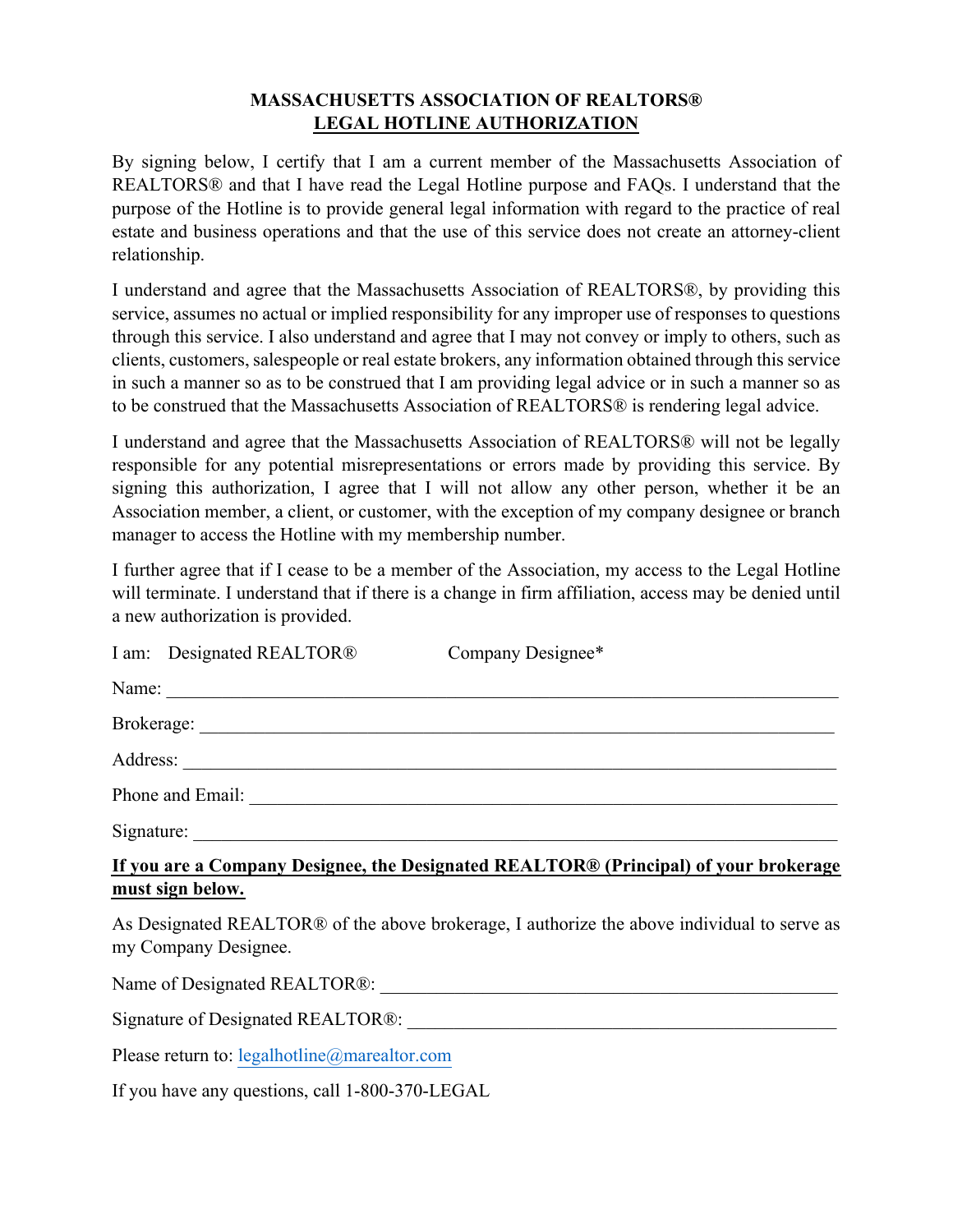# MASSACHUSETTS ASSOCIATION OF REALTORS®
## LEGAL HOTLINE AUTHORIZATION

By signing below, I certify that I am a current member of the Massachusetts Association of REALTORS® and that I have read the Legal Hotline purpose and FAQs. I understand that the purpose of the Hotline is to provide general legal information with regard to the practice of real estate and business operations and that the use of this service does not create an attorney-client relationship.

I understand and agree that the Massachusetts Association of REALTORS®, by providing this service, assumes no actual or implied responsibility for any improper use of responses to questions through this service. I also understand and agree that I may not convey or imply to others, such as clients, customers, salespeople or real estate brokers, any information obtained through this service in such a manner so as to be construed that I am providing legal advice or in such a manner so as to be construed that the Massachusetts Association of REALTORS® is rendering legal advice.

I understand and agree that the Massachusetts Association of REALTORS® will not be legally responsible for any potential misrepresentations or errors made by providing this service. By signing this authorization, I agree that I will not allow any other person, whether it be an Association member, a client, or customer, with the exception of my company designee or branch manager to access the Hotline with my membership number.

I further agree that if I cease to be a member of the Association, my access to the Legal Hotline will terminate. I understand that if there is a change in firm affiliation, access may be denied until a new authorization is provided.

I am: Designated REALTOR® Company Designee*

Name: ______________________________________________________________

Brokerage: __________________________________________________________

Address: ____________________________________________________________

Phone and Email: _____________________________________________________

Signature: ___________________________________________________________

**If you are a Company Designee, the Designated REALTOR® (Principal) of your brokerage must sign below.**

As Designated REALTOR® of the above brokerage, I authorize the above individual to serve as my Company Designee.

Name of Designated REALTOR®: ________________________________________

Signature of Designated REALTOR®: _____________________________________

Please return to: legalhotline@marealtor.com

If you have any questions, call 1-800-370-LEGAL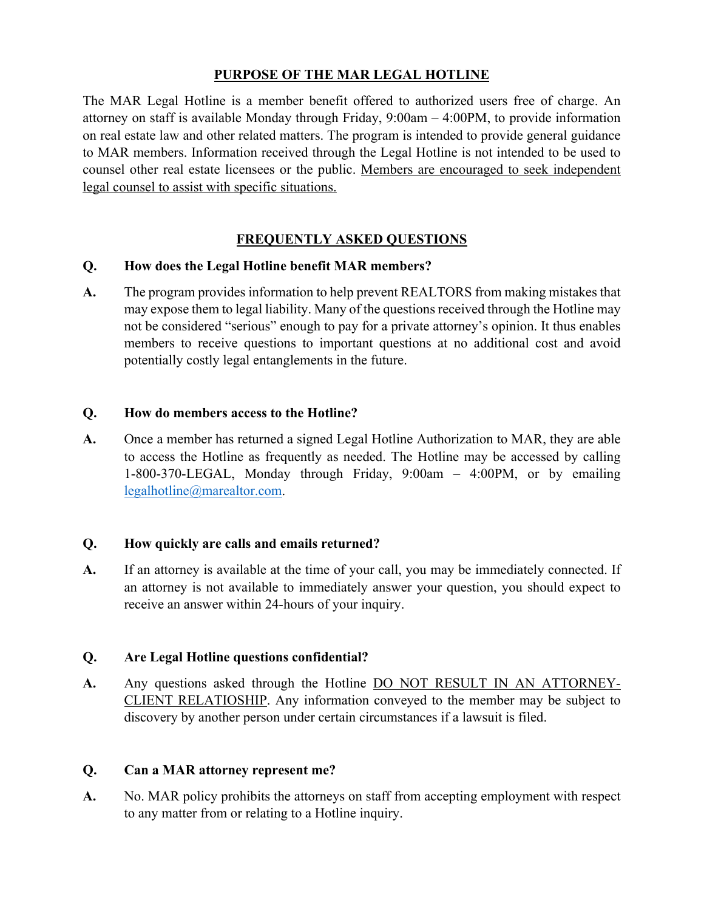## PURPOSE OF THE MAR LEGAL HOTLINE

The MAR Legal Hotline is a member benefit offered to authorized users free of charge. An attorney on staff is available Monday through Friday, 9:00am – 4:00PM, to provide information on real estate law and other related matters. The program is intended to provide general guidance to MAR members. Information received through the Legal Hotline is not intended to be used to counsel other real estate licensees or the public. <u>Members are encouraged to seek independent legal counsel to assist with specific situations.</u>

## FREQUENTLY ASKED QUESTIONS

**Q. How does the Legal Hotline benefit MAR members?**

**A.** The program provides information to help prevent REALTORS from making mistakes that may expose them to legal liability. Many of the questions received through the Hotline may not be considered "serious" enough to pay for a private attorney's opinion. It thus enables members to receive questions to important questions at no additional cost and avoid potentially costly legal entanglements in the future.

**Q. How do members access to the Hotline?**

**A.** Once a member has returned a signed Legal Hotline Authorization to MAR, they are able to access the Hotline as frequently as needed. The Hotline may be accessed by calling 1-800-370-LEGAL, Monday through Friday, 9:00am – 4:00PM, or by emailing legalhotline@marealtor.com.

**Q. How quickly are calls and emails returned?**

**A.** If an attorney is available at the time of your call, you may be immediately connected. If an attorney is not available to immediately answer your question, you should expect to receive an answer within 24-hours of your inquiry.

**Q. Are Legal Hotline questions confidential?**

**A.** Any questions asked through the Hotline <u>DO NOT RESULT IN AN ATTORNEY-CLIENT RELATIOSHIP</u>. Any information conveyed to the member may be subject to discovery by another person under certain circumstances if a lawsuit is filed.

**Q. Can a MAR attorney represent me?**

**A.** No. MAR policy prohibits the attorneys on staff from accepting employment with respect to any matter from or relating to a Hotline inquiry.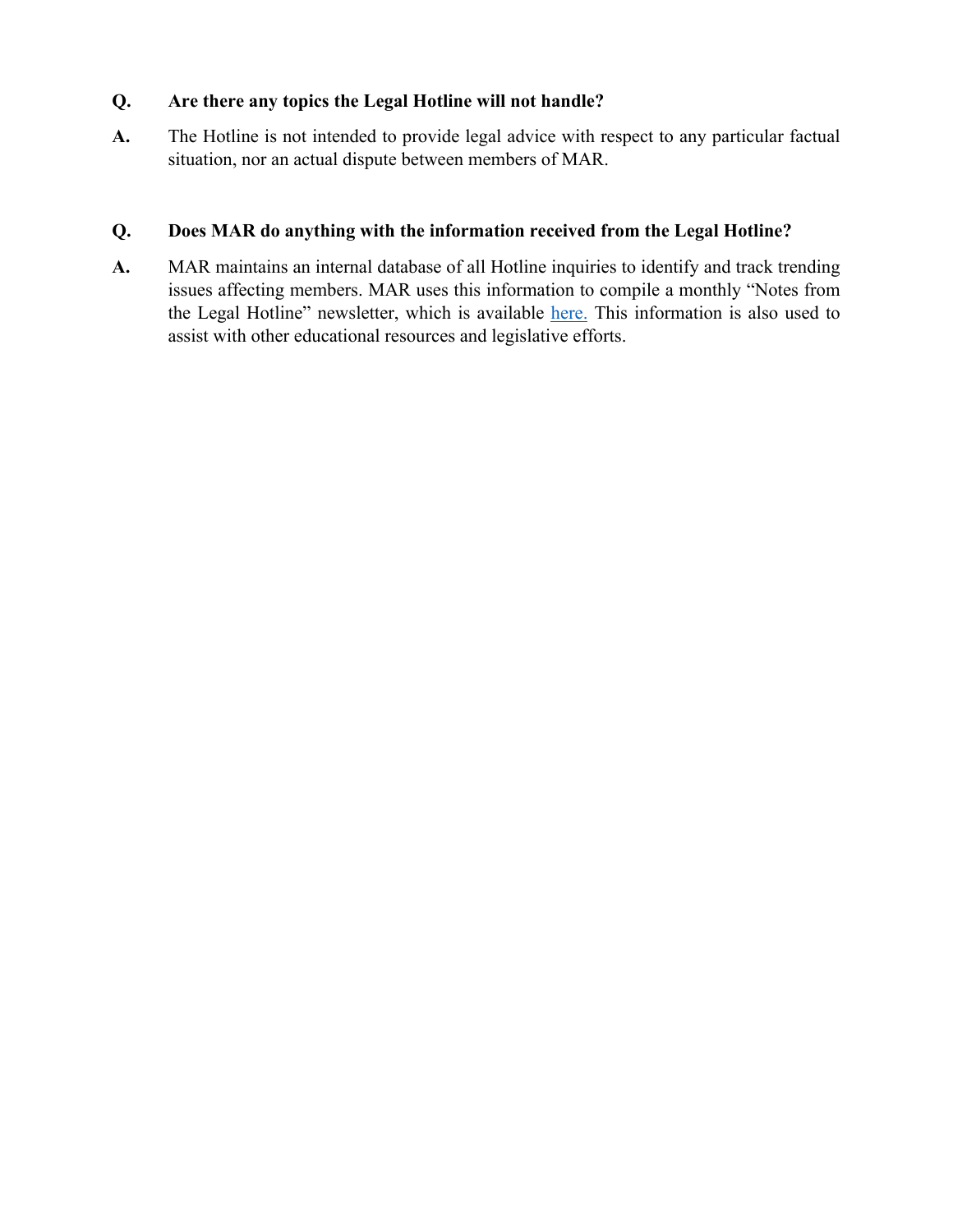**Q.** **Are there any topics the Legal Hotline will not handle?**

**A.** The Hotline is not intended to provide legal advice with respect to any particular factual situation, nor an actual dispute between members of MAR.

**Q.** **Does MAR do anything with the information received from the Legal Hotline?**

**A.** MAR maintains an internal database of all Hotline inquiries to identify and track trending issues affecting members. MAR uses this information to compile a monthly "Notes from the Legal Hotline" newsletter, which is available here. This information is also used to assist with other educational resources and legislative efforts.